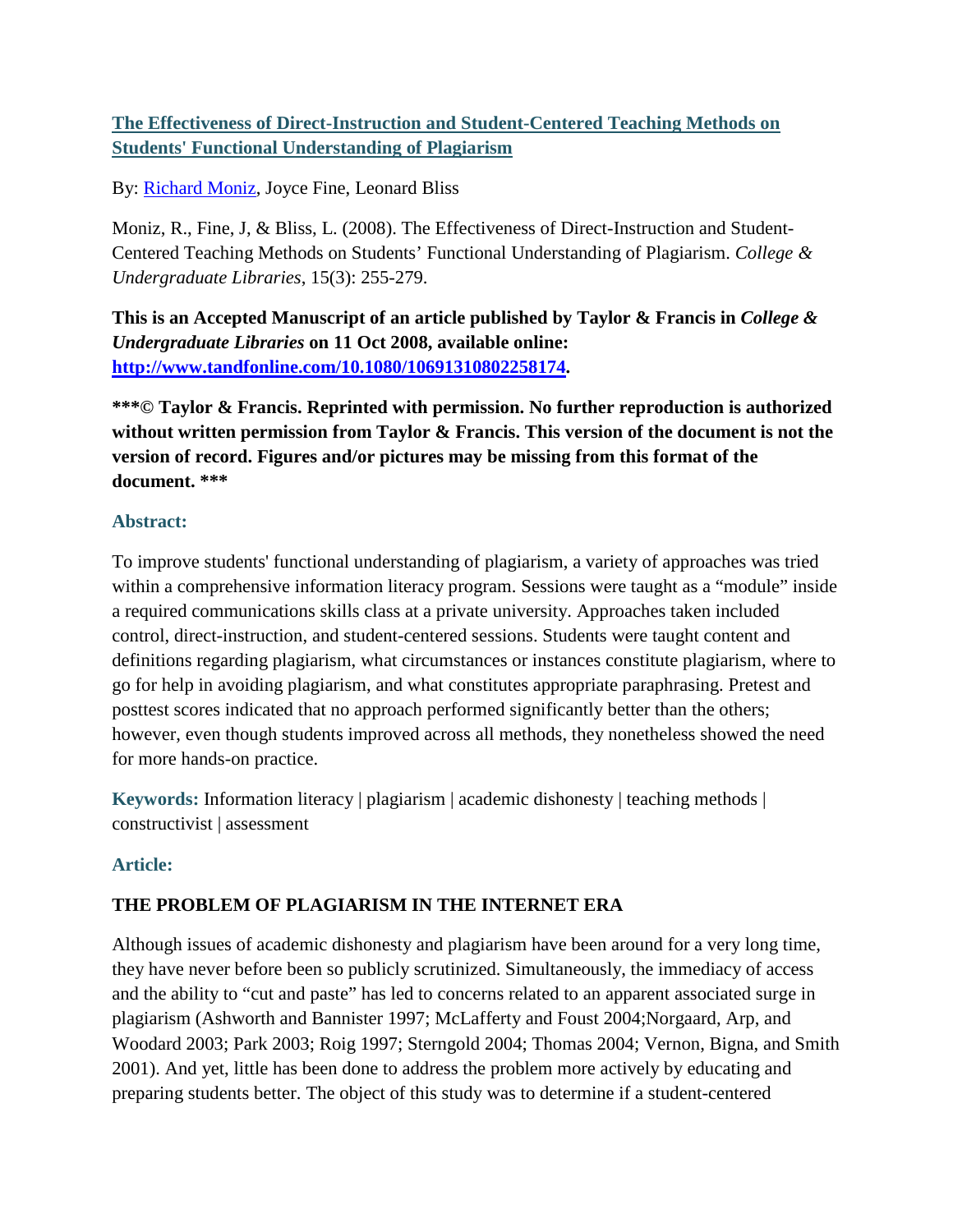# [The Effectiveness of Direct-Instruction and Student-Centered Teaching Methods on Students' Functional Understanding of Plagiarism](#)

By: [Richard Moniz](#), Joyce Fine, Leonard Bliss

Moniz, R., Fine, J, & Bliss, L. (2008). The Effectiveness of Direct-Instruction and Student-Centered Teaching Methods on Students' Functional Understanding of Plagiarism. *College & Undergraduate Libraries*, 15(3): 255-279.

**This is an Accepted Manuscript of an article published by Taylor & Francis in *College & Undergraduate Libraries* on 11 Oct 2008, available online: [http://www.tandfonline.com/10.1080/10691310802258174](http://www.tandfonline.com/10.1080/10691310802258174).**

**\*\*\*© Taylor & Francis. Reprinted with permission. No further reproduction is authorized without written permission from Taylor & Francis. This version of the document is not the version of record. Figures and/or pictures may be missing from this format of the document. \*\*\***

## Abstract:

To improve students' functional understanding of plagiarism, a variety of approaches was tried within a comprehensive information literacy program. Sessions were taught as a "module" inside a required communications skills class at a private university. Approaches taken included control, direct-instruction, and student-centered sessions. Students were taught content and definitions regarding plagiarism, what circumstances or instances constitute plagiarism, where to go for help in avoiding plagiarism, and what constitutes appropriate paraphrasing. Pretest and posttest scores indicated that no approach performed significantly better than the others; however, even though students improved across all methods, they nonetheless showed the need for more hands-on practice.

**Keywords:** Information literacy | plagiarism | academic dishonesty | teaching methods | constructivist | assessment

## Article:

### THE PROBLEM OF PLAGIARISM IN THE INTERNET ERA

Although issues of academic dishonesty and plagiarism have been around for a very long time, they have never before been so publicly scrutinized. Simultaneously, the immediacy of access and the ability to "cut and paste" has led to concerns related to an apparent associated surge in plagiarism (Ashworth and Bannister 1997; McLafferty and Foust 2004;Norgaard, Arp, and Woodard 2003; Park 2003; Roig 1997; Sterngold 2004; Thomas 2004; Vernon, Bigna, and Smith 2001). And yet, little has been done to address the problem more actively by educating and preparing students better. The object of this study was to determine if a student-centered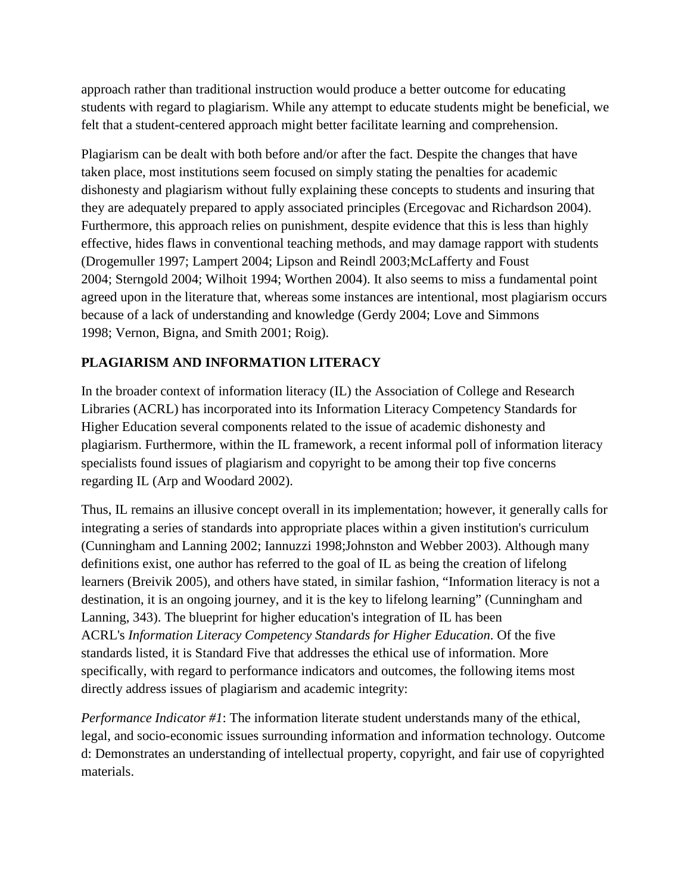approach rather than traditional instruction would produce a better outcome for educating students with regard to plagiarism. While any attempt to educate students might be beneficial, we felt that a student-centered approach might better facilitate learning and comprehension.

Plagiarism can be dealt with both before and/or after the fact. Despite the changes that have taken place, most institutions seem focused on simply stating the penalties for academic dishonesty and plagiarism without fully explaining these concepts to students and insuring that they are adequately prepared to apply associated principles (Ercegovac and Richardson 2004). Furthermore, this approach relies on punishment, despite evidence that this is less than highly effective, hides flaws in conventional teaching methods, and may damage rapport with students (Drogemuller 1997; Lampert 2004; Lipson and Reindl 2003;McLafferty and Foust 2004; Sterngold 2004; Wilhoit 1994; Worthen 2004). It also seems to miss a fundamental point agreed upon in the literature that, whereas some instances are intentional, most plagiarism occurs because of a lack of understanding and knowledge (Gerdy 2004; Love and Simmons 1998; Vernon, Bigna, and Smith 2001; Roig).

## PLAGIARISM AND INFORMATION LITERACY

In the broader context of information literacy (IL) the Association of College and Research Libraries (ACRL) has incorporated into its Information Literacy Competency Standards for Higher Education several components related to the issue of academic dishonesty and plagiarism. Furthermore, within the IL framework, a recent informal poll of information literacy specialists found issues of plagiarism and copyright to be among their top five concerns regarding IL (Arp and Woodard 2002).

Thus, IL remains an illusive concept overall in its implementation; however, it generally calls for integrating a series of standards into appropriate places within a given institution's curriculum (Cunningham and Lanning 2002; Iannuzzi 1998;Johnston and Webber 2003). Although many definitions exist, one author has referred to the goal of IL as being the creation of lifelong learners (Breivik 2005), and others have stated, in similar fashion, "Information literacy is not a destination, it is an ongoing journey, and it is the key to lifelong learning" (Cunningham and Lanning, 343). The blueprint for higher education's integration of IL has been ACRL's *Information Literacy Competency Standards for Higher Education*. Of the five standards listed, it is Standard Five that addresses the ethical use of information. More specifically, with regard to performance indicators and outcomes, the following items most directly address issues of plagiarism and academic integrity:

*Performance Indicator #1*: The information literate student understands many of the ethical, legal, and socio-economic issues surrounding information and information technology. Outcome d: Demonstrates an understanding of intellectual property, copyright, and fair use of copyrighted materials.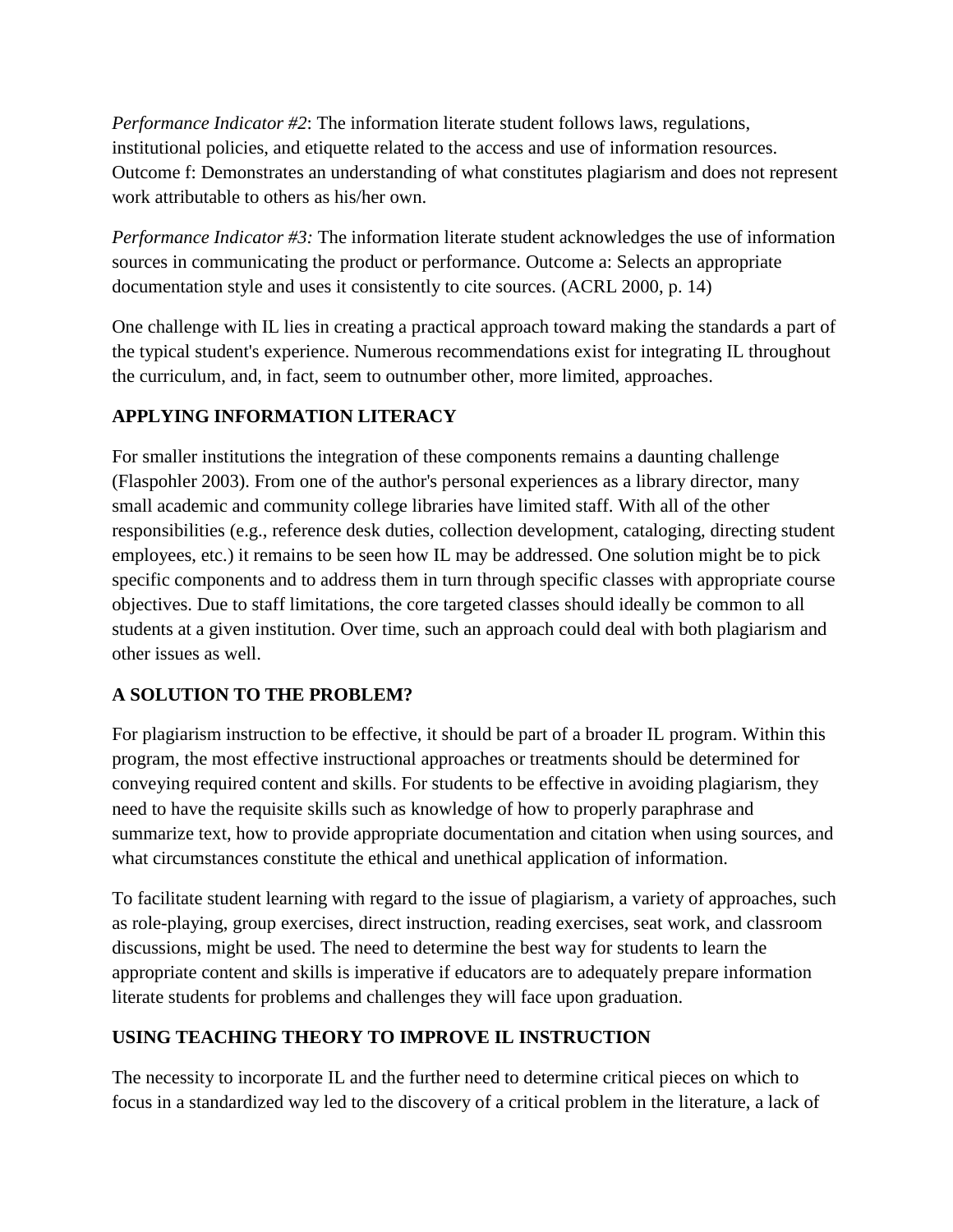*Performance Indicator #2*: The information literate student follows laws, regulations, institutional policies, and etiquette related to the access and use of information resources. Outcome f: Demonstrates an understanding of what constitutes plagiarism and does not represent work attributable to others as his/her own.

*Performance Indicator #3:* The information literate student acknowledges the use of information sources in communicating the product or performance. Outcome a: Selects an appropriate documentation style and uses it consistently to cite sources. (ACRL 2000, p. 14)

One challenge with IL lies in creating a practical approach toward making the standards a part of the typical student's experience. Numerous recommendations exist for integrating IL throughout the curriculum, and, in fact, seem to outnumber other, more limited, approaches.

## APPLYING INFORMATION LITERACY

For smaller institutions the integration of these components remains a daunting challenge (Flaspohler 2003). From one of the author's personal experiences as a library director, many small academic and community college libraries have limited staff. With all of the other responsibilities (e.g., reference desk duties, collection development, cataloging, directing student employees, etc.) it remains to be seen how IL may be addressed. One solution might be to pick specific components and to address them in turn through specific classes with appropriate course objectives. Due to staff limitations, the core targeted classes should ideally be common to all students at a given institution. Over time, such an approach could deal with both plagiarism and other issues as well.

## A SOLUTION TO THE PROBLEM?

For plagiarism instruction to be effective, it should be part of a broader IL program. Within this program, the most effective instructional approaches or treatments should be determined for conveying required content and skills. For students to be effective in avoiding plagiarism, they need to have the requisite skills such as knowledge of how to properly paraphrase and summarize text, how to provide appropriate documentation and citation when using sources, and what circumstances constitute the ethical and unethical application of information.

To facilitate student learning with regard to the issue of plagiarism, a variety of approaches, such as role-playing, group exercises, direct instruction, reading exercises, seat work, and classroom discussions, might be used. The need to determine the best way for students to learn the appropriate content and skills is imperative if educators are to adequately prepare information literate students for problems and challenges they will face upon graduation.

## USING TEACHING THEORY TO IMPROVE IL INSTRUCTION

The necessity to incorporate IL and the further need to determine critical pieces on which to focus in a standardized way led to the discovery of a critical problem in the literature, a lack of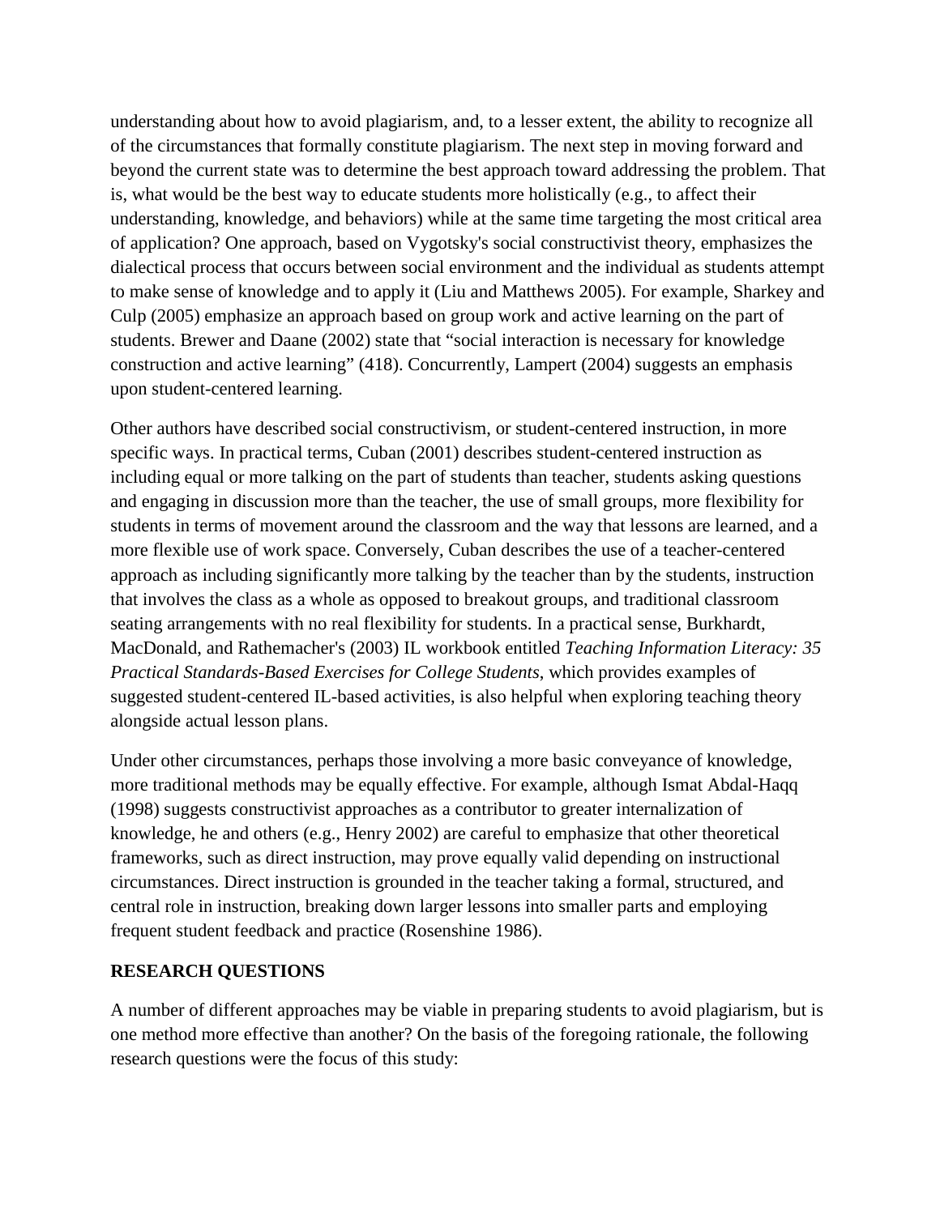understanding about how to avoid plagiarism, and, to a lesser extent, the ability to recognize all of the circumstances that formally constitute plagiarism. The next step in moving forward and beyond the current state was to determine the best approach toward addressing the problem. That is, what would be the best way to educate students more holistically (e.g., to affect their understanding, knowledge, and behaviors) while at the same time targeting the most critical area of application? One approach, based on Vygotsky's social constructivist theory, emphasizes the dialectical process that occurs between social environment and the individual as students attempt to make sense of knowledge and to apply it (Liu and Matthews 2005). For example, Sharkey and Culp (2005) emphasize an approach based on group work and active learning on the part of students. Brewer and Daane (2002) state that "social interaction is necessary for knowledge construction and active learning" (418). Concurrently, Lampert (2004) suggests an emphasis upon student-centered learning.

Other authors have described social constructivism, or student-centered instruction, in more specific ways. In practical terms, Cuban (2001) describes student-centered instruction as including equal or more talking on the part of students than teacher, students asking questions and engaging in discussion more than the teacher, the use of small groups, more flexibility for students in terms of movement around the classroom and the way that lessons are learned, and a more flexible use of work space. Conversely, Cuban describes the use of a teacher-centered approach as including significantly more talking by the teacher than by the students, instruction that involves the class as a whole as opposed to breakout groups, and traditional classroom seating arrangements with no real flexibility for students. In a practical sense, Burkhardt, MacDonald, and Rathemacher's (2003) IL workbook entitled *Teaching Information Literacy: 35 Practical Standards-Based Exercises for College Students*, which provides examples of suggested student-centered IL-based activities, is also helpful when exploring teaching theory alongside actual lesson plans.

Under other circumstances, perhaps those involving a more basic conveyance of knowledge, more traditional methods may be equally effective. For example, although Ismat Abdal-Haqq (1998) suggests constructivist approaches as a contributor to greater internalization of knowledge, he and others (e.g., Henry 2002) are careful to emphasize that other theoretical frameworks, such as direct instruction, may prove equally valid depending on instructional circumstances. Direct instruction is grounded in the teacher taking a formal, structured, and central role in instruction, breaking down larger lessons into smaller parts and employing frequent student feedback and practice (Rosenshine 1986).

## RESEARCH QUESTIONS

A number of different approaches may be viable in preparing students to avoid plagiarism, but is one method more effective than another? On the basis of the foregoing rationale, the following research questions were the focus of this study: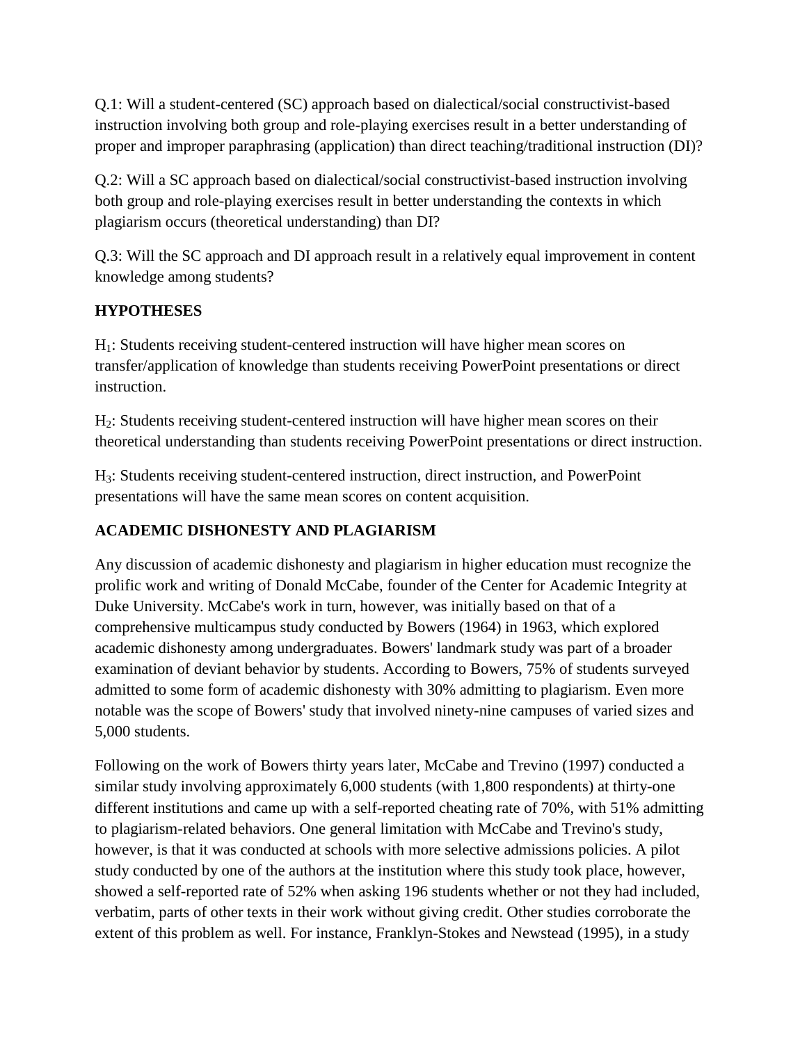Q.1: Will a student-centered (SC) approach based on dialectical/social constructivist-based instruction involving both group and role-playing exercises result in a better understanding of proper and improper paraphrasing (application) than direct teaching/traditional instruction (DI)?

Q.2: Will a SC approach based on dialectical/social constructivist-based instruction involving both group and role-playing exercises result in better understanding the contexts in which plagiarism occurs (theoretical understanding) than DI?

Q.3: Will the SC approach and DI approach result in a relatively equal improvement in content knowledge among students?

**HYPOTHESES**

$H_1$: Students receiving student-centered instruction will have higher mean scores on transfer/application of knowledge than students receiving PowerPoint presentations or direct instruction.

$H_2$: Students receiving student-centered instruction will have higher mean scores on their theoretical understanding than students receiving PowerPoint presentations or direct instruction.

$H_3$: Students receiving student-centered instruction, direct instruction, and PowerPoint presentations will have the same mean scores on content acquisition.

**ACADEMIC DISHONESTY AND PLAGIARISM**

Any discussion of academic dishonesty and plagiarism in higher education must recognize the prolific work and writing of Donald McCabe, founder of the Center for Academic Integrity at Duke University. McCabe's work in turn, however, was initially based on that of a comprehensive multicampus study conducted by Bowers (1964) in 1963, which explored academic dishonesty among undergraduates. Bowers' landmark study was part of a broader examination of deviant behavior by students. According to Bowers, 75% of students surveyed admitted to some form of academic dishonesty with 30% admitting to plagiarism. Even more notable was the scope of Bowers' study that involved ninety-nine campuses of varied sizes and 5,000 students.

Following on the work of Bowers thirty years later, McCabe and Trevino (1997) conducted a similar study involving approximately 6,000 students (with 1,800 respondents) at thirty-one different institutions and came up with a self-reported cheating rate of 70%, with 51% admitting to plagiarism-related behaviors. One general limitation with McCabe and Trevino's study, however, is that it was conducted at schools with more selective admissions policies. A pilot study conducted by one of the authors at the institution where this study took place, however, showed a self-reported rate of 52% when asking 196 students whether or not they had included, verbatim, parts of other texts in their work without giving credit. Other studies corroborate the extent of this problem as well. For instance, Franklyn-Stokes and Newstead (1995), in a study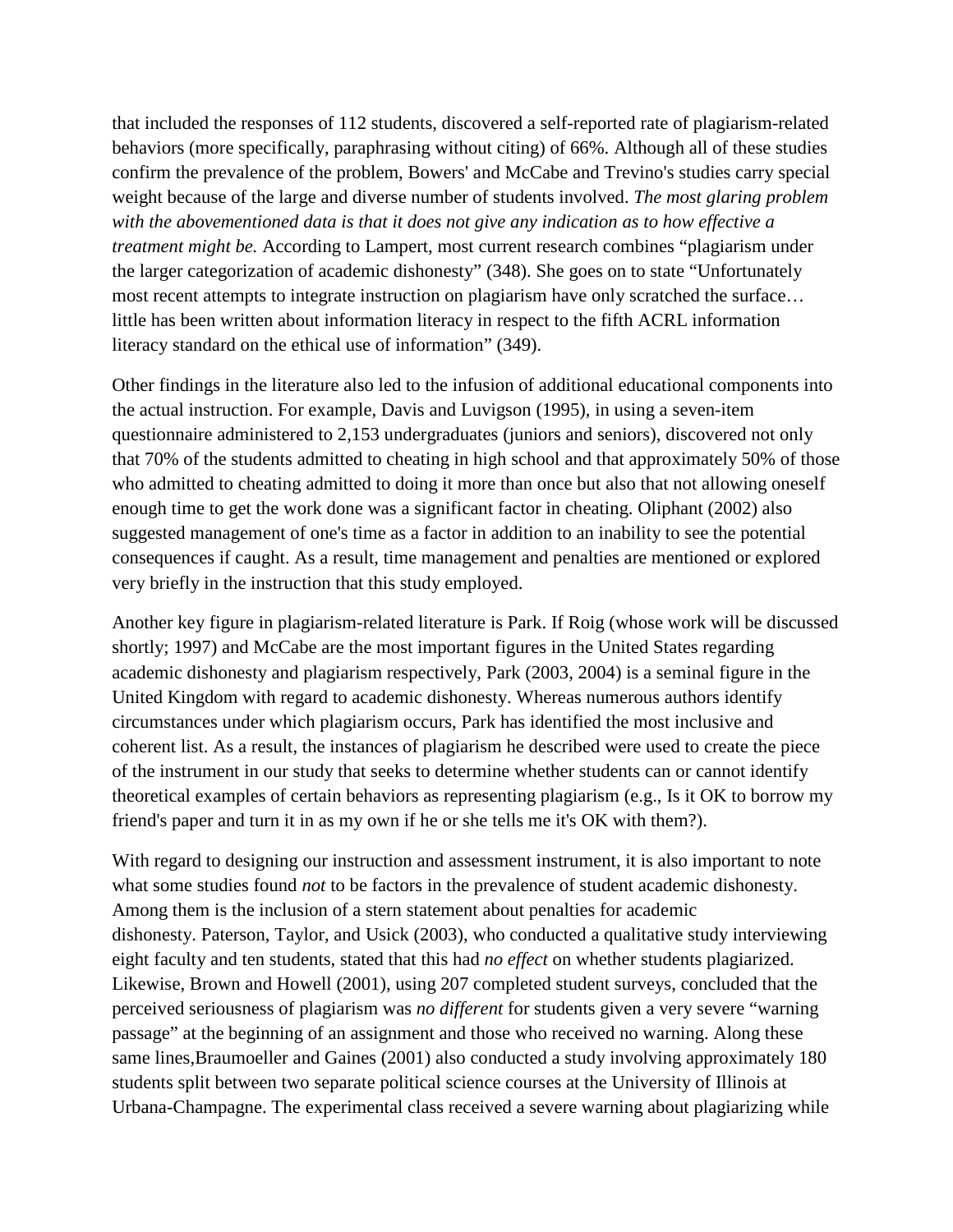that included the responses of 112 students, discovered a self-reported rate of plagiarism-related behaviors (more specifically, paraphrasing without citing) of 66%. Although all of these studies confirm the prevalence of the problem, Bowers' and McCabe and Trevino's studies carry special weight because of the large and diverse number of students involved. *The most glaring problem with the abovementioned data is that it does not give any indication as to how effective a treatment might be.* According to Lampert, most current research combines "plagiarism under the larger categorization of academic dishonesty" (348). She goes on to state "Unfortunately most recent attempts to integrate instruction on plagiarism have only scratched the surface… little has been written about information literacy in respect to the fifth ACRL information literacy standard on the ethical use of information" (349).

Other findings in the literature also led to the infusion of additional educational components into the actual instruction. For example, Davis and Luvigson (1995), in using a seven-item questionnaire administered to 2,153 undergraduates (juniors and seniors), discovered not only that 70% of the students admitted to cheating in high school and that approximately 50% of those who admitted to cheating admitted to doing it more than once but also that not allowing oneself enough time to get the work done was a significant factor in cheating. Oliphant (2002) also suggested management of one's time as a factor in addition to an inability to see the potential consequences if caught. As a result, time management and penalties are mentioned or explored very briefly in the instruction that this study employed.

Another key figure in plagiarism-related literature is Park. If Roig (whose work will be discussed shortly; 1997) and McCabe are the most important figures in the United States regarding academic dishonesty and plagiarism respectively, Park (2003, 2004) is a seminal figure in the United Kingdom with regard to academic dishonesty. Whereas numerous authors identify circumstances under which plagiarism occurs, Park has identified the most inclusive and coherent list. As a result, the instances of plagiarism he described were used to create the piece of the instrument in our study that seeks to determine whether students can or cannot identify theoretical examples of certain behaviors as representing plagiarism (e.g., Is it OK to borrow my friend's paper and turn it in as my own if he or she tells me it's OK with them?).

With regard to designing our instruction and assessment instrument, it is also important to note what some studies found *not* to be factors in the prevalence of student academic dishonesty. Among them is the inclusion of a stern statement about penalties for academic dishonesty. Paterson, Taylor, and Usick (2003), who conducted a qualitative study interviewing eight faculty and ten students, stated that this had *no effect* on whether students plagiarized. Likewise, Brown and Howell (2001), using 207 completed student surveys, concluded that the perceived seriousness of plagiarism was *no different* for students given a very severe "warning passage" at the beginning of an assignment and those who received no warning. Along these same lines,Braumoeller and Gaines (2001) also conducted a study involving approximately 180 students split between two separate political science courses at the University of Illinois at Urbana-Champagne. The experimental class received a severe warning about plagiarizing while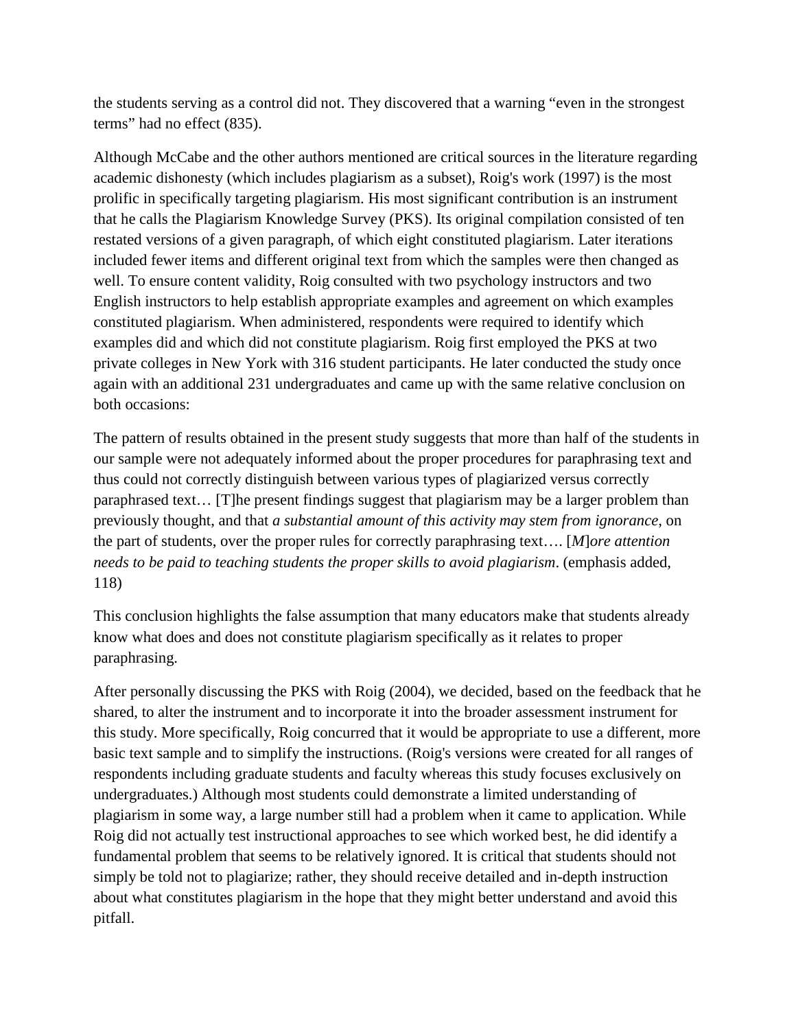the students serving as a control did not. They discovered that a warning "even in the strongest terms" had no effect (835).

Although McCabe and the other authors mentioned are critical sources in the literature regarding academic dishonesty (which includes plagiarism as a subset), Roig's work (1997) is the most prolific in specifically targeting plagiarism. His most significant contribution is an instrument that he calls the Plagiarism Knowledge Survey (PKS). Its original compilation consisted of ten restated versions of a given paragraph, of which eight constituted plagiarism. Later iterations included fewer items and different original text from which the samples were then changed as well. To ensure content validity, Roig consulted with two psychology instructors and two English instructors to help establish appropriate examples and agreement on which examples constituted plagiarism. When administered, respondents were required to identify which examples did and which did not constitute plagiarism. Roig first employed the PKS at two private colleges in New York with 316 student participants. He later conducted the study once again with an additional 231 undergraduates and came up with the same relative conclusion on both occasions:

The pattern of results obtained in the present study suggests that more than half of the students in our sample were not adequately informed about the proper procedures for paraphrasing text and thus could not correctly distinguish between various types of plagiarized versus correctly paraphrased text… [T]he present findings suggest that plagiarism may be a larger problem than previously thought, and that *a substantial amount of this activity may stem from ignorance*, on the part of students, over the proper rules for correctly paraphrasing text…. [*M*]*ore attention needs to be paid to teaching students the proper skills to avoid plagiarism*. (emphasis added, 118)

This conclusion highlights the false assumption that many educators make that students already know what does and does not constitute plagiarism specifically as it relates to proper paraphrasing.

After personally discussing the PKS with Roig (2004), we decided, based on the feedback that he shared, to alter the instrument and to incorporate it into the broader assessment instrument for this study. More specifically, Roig concurred that it would be appropriate to use a different, more basic text sample and to simplify the instructions. (Roig's versions were created for all ranges of respondents including graduate students and faculty whereas this study focuses exclusively on undergraduates.) Although most students could demonstrate a limited understanding of plagiarism in some way, a large number still had a problem when it came to application. While Roig did not actually test instructional approaches to see which worked best, he did identify a fundamental problem that seems to be relatively ignored. It is critical that students should not simply be told not to plagiarize; rather, they should receive detailed and in-depth instruction about what constitutes plagiarism in the hope that they might better understand and avoid this pitfall.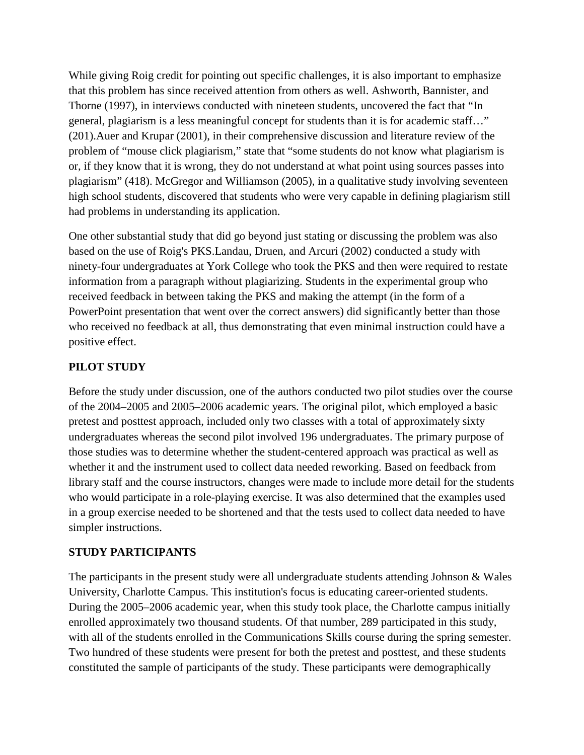While giving Roig credit for pointing out specific challenges, it is also important to emphasize that this problem has since received attention from others as well. Ashworth, Bannister, and Thorne (1997), in interviews conducted with nineteen students, uncovered the fact that “In general, plagiarism is a less meaningful concept for students than it is for academic staff…” (201).Auer and Krupar (2001), in their comprehensive discussion and literature review of the problem of “mouse click plagiarism,” state that “some students do not know what plagiarism is or, if they know that it is wrong, they do not understand at what point using sources passes into plagiarism” (418). McGregor and Williamson (2005), in a qualitative study involving seventeen high school students, discovered that students who were very capable in defining plagiarism still had problems in understanding its application.

One other substantial study that did go beyond just stating or discussing the problem was also based on the use of Roig's PKS.Landau, Druen, and Arcuri (2002) conducted a study with ninety-four undergraduates at York College who took the PKS and then were required to restate information from a paragraph without plagiarizing. Students in the experimental group who received feedback in between taking the PKS and making the attempt (in the form of a PowerPoint presentation that went over the correct answers) did significantly better than those who received no feedback at all, thus demonstrating that even minimal instruction could have a positive effect.

**PILOT STUDY**

Before the study under discussion, one of the authors conducted two pilot studies over the course of the 2004–2005 and 2005–2006 academic years. The original pilot, which employed a basic pretest and posttest approach, included only two classes with a total of approximately sixty undergraduates whereas the second pilot involved 196 undergraduates. The primary purpose of those studies was to determine whether the student-centered approach was practical as well as whether it and the instrument used to collect data needed reworking. Based on feedback from library staff and the course instructors, changes were made to include more detail for the students who would participate in a role-playing exercise. It was also determined that the examples used in a group exercise needed to be shortened and that the tests used to collect data needed to have simpler instructions.

**STUDY PARTICIPANTS**

The participants in the present study were all undergraduate students attending Johnson & Wales University, Charlotte Campus. This institution's focus is educating career-oriented students. During the 2005–2006 academic year, when this study took place, the Charlotte campus initially enrolled approximately two thousand students. Of that number, 289 participated in this study, with all of the students enrolled in the Communications Skills course during the spring semester. Two hundred of these students were present for both the pretest and posttest, and these students constituted the sample of participants of the study. These participants were demographically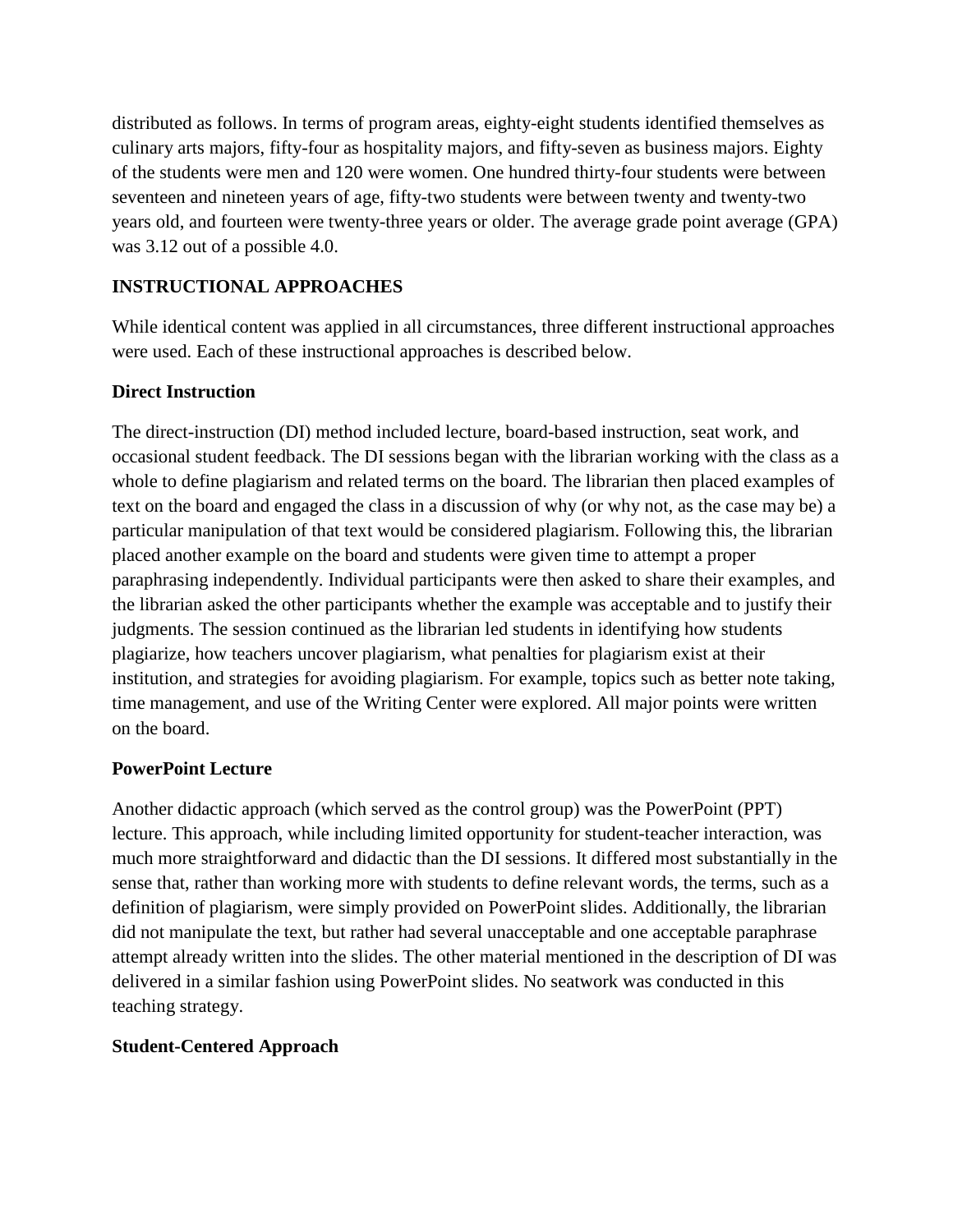distributed as follows. In terms of program areas, eighty-eight students identified themselves as culinary arts majors, fifty-four as hospitality majors, and fifty-seven as business majors. Eighty of the students were men and 120 were women. One hundred thirty-four students were between seventeen and nineteen years of age, fifty-two students were between twenty and twenty-two years old, and fourteen were twenty-three years or older. The average grade point average (GPA) was 3.12 out of a possible 4.0.

## INSTRUCTIONAL APPROACHES

While identical content was applied in all circumstances, three different instructional approaches were used. Each of these instructional approaches is described below.

### Direct Instruction

The direct-instruction (DI) method included lecture, board-based instruction, seat work, and occasional student feedback. The DI sessions began with the librarian working with the class as a whole to define plagiarism and related terms on the board. The librarian then placed examples of text on the board and engaged the class in a discussion of why (or why not, as the case may be) a particular manipulation of that text would be considered plagiarism. Following this, the librarian placed another example on the board and students were given time to attempt a proper paraphrasing independently. Individual participants were then asked to share their examples, and the librarian asked the other participants whether the example was acceptable and to justify their judgments. The session continued as the librarian led students in identifying how students plagiarize, how teachers uncover plagiarism, what penalties for plagiarism exist at their institution, and strategies for avoiding plagiarism. For example, topics such as better note taking, time management, and use of the Writing Center were explored. All major points were written on the board.

### PowerPoint Lecture

Another didactic approach (which served as the control group) was the PowerPoint (PPT) lecture. This approach, while including limited opportunity for student-teacher interaction, was much more straightforward and didactic than the DI sessions. It differed most substantially in the sense that, rather than working more with students to define relevant words, the terms, such as a definition of plagiarism, were simply provided on PowerPoint slides. Additionally, the librarian did not manipulate the text, but rather had several unacceptable and one acceptable paraphrase attempt already written into the slides. The other material mentioned in the description of DI was delivered in a similar fashion using PowerPoint slides. No seatwork was conducted in this teaching strategy.

### Student-Centered Approach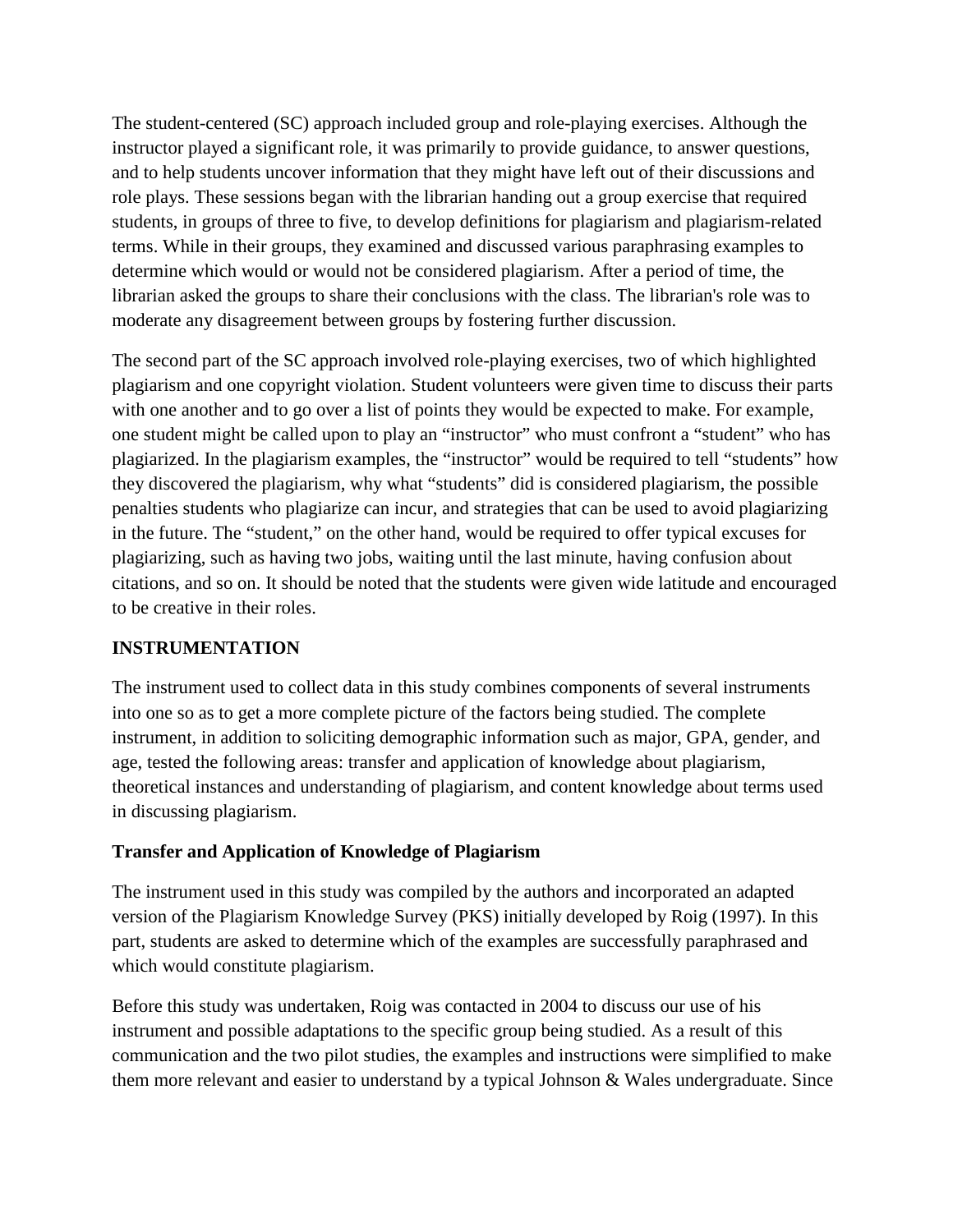The student-centered (SC) approach included group and role-playing exercises. Although the instructor played a significant role, it was primarily to provide guidance, to answer questions, and to help students uncover information that they might have left out of their discussions and role plays. These sessions began with the librarian handing out a group exercise that required students, in groups of three to five, to develop definitions for plagiarism and plagiarism-related terms. While in their groups, they examined and discussed various paraphrasing examples to determine which would or would not be considered plagiarism. After a period of time, the librarian asked the groups to share their conclusions with the class. The librarian's role was to moderate any disagreement between groups by fostering further discussion.

The second part of the SC approach involved role-playing exercises, two of which highlighted plagiarism and one copyright violation. Student volunteers were given time to discuss their parts with one another and to go over a list of points they would be expected to make. For example, one student might be called upon to play an "instructor" who must confront a "student" who has plagiarized. In the plagiarism examples, the "instructor" would be required to tell "students" how they discovered the plagiarism, why what "students" did is considered plagiarism, the possible penalties students who plagiarize can incur, and strategies that can be used to avoid plagiarizing in the future. The "student," on the other hand, would be required to offer typical excuses for plagiarizing, such as having two jobs, waiting until the last minute, having confusion about citations, and so on. It should be noted that the students were given wide latitude and encouraged to be creative in their roles.

## INSTRUMENTATION

The instrument used to collect data in this study combines components of several instruments into one so as to get a more complete picture of the factors being studied. The complete instrument, in addition to soliciting demographic information such as major, GPA, gender, and age, tested the following areas: transfer and application of knowledge about plagiarism, theoretical instances and understanding of plagiarism, and content knowledge about terms used in discussing plagiarism.

### Transfer and Application of Knowledge of Plagiarism

The instrument used in this study was compiled by the authors and incorporated an adapted version of the Plagiarism Knowledge Survey (PKS) initially developed by Roig (1997). In this part, students are asked to determine which of the examples are successfully paraphrased and which would constitute plagiarism.

Before this study was undertaken, Roig was contacted in 2004 to discuss our use of his instrument and possible adaptations to the specific group being studied. As a result of this communication and the two pilot studies, the examples and instructions were simplified to make them more relevant and easier to understand by a typical Johnson & Wales undergraduate. Since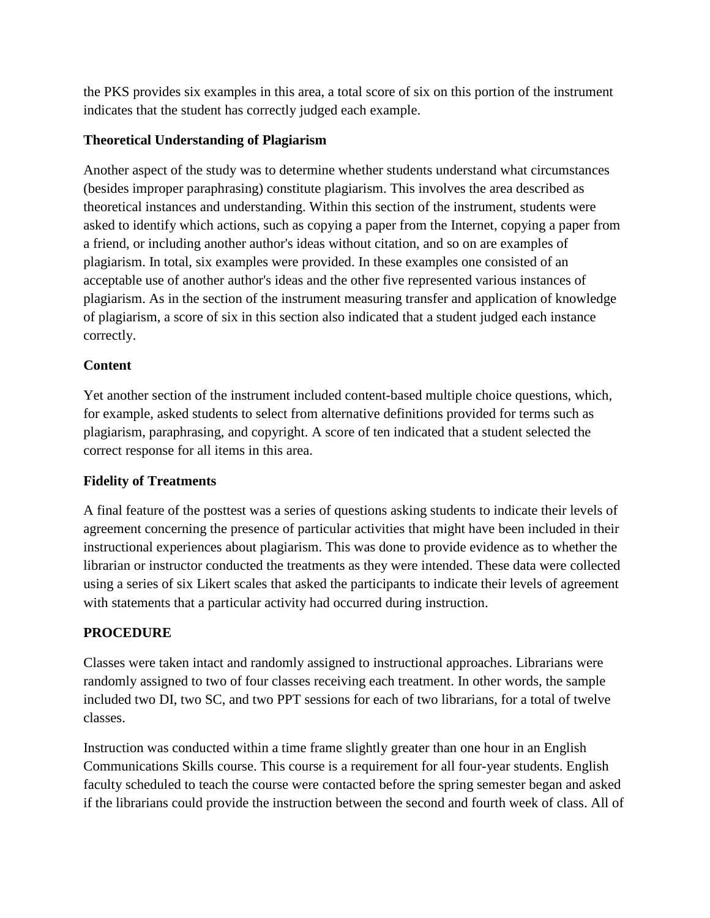the PKS provides six examples in this area, a total score of six on this portion of the instrument indicates that the student has correctly judged each example.

### Theoretical Understanding of Plagiarism

Another aspect of the study was to determine whether students understand what circumstances (besides improper paraphrasing) constitute plagiarism. This involves the area described as theoretical instances and understanding. Within this section of the instrument, students were asked to identify which actions, such as copying a paper from the Internet, copying a paper from a friend, or including another author's ideas without citation, and so on are examples of plagiarism. In total, six examples were provided. In these examples one consisted of an acceptable use of another author's ideas and the other five represented various instances of plagiarism. As in the section of the instrument measuring transfer and application of knowledge of plagiarism, a score of six in this section also indicated that a student judged each instance correctly.

### Content

Yet another section of the instrument included content-based multiple choice questions, which, for example, asked students to select from alternative definitions provided for terms such as plagiarism, paraphrasing, and copyright. A score of ten indicated that a student selected the correct response for all items in this area.

### Fidelity of Treatments

A final feature of the posttest was a series of questions asking students to indicate their levels of agreement concerning the presence of particular activities that might have been included in their instructional experiences about plagiarism. This was done to provide evidence as to whether the librarian or instructor conducted the treatments as they were intended. These data were collected using a series of six Likert scales that asked the participants to indicate their levels of agreement with statements that a particular activity had occurred during instruction.

## PROCEDURE

Classes were taken intact and randomly assigned to instructional approaches. Librarians were randomly assigned to two of four classes receiving each treatment. In other words, the sample included two DI, two SC, and two PPT sessions for each of two librarians, for a total of twelve classes.

Instruction was conducted within a time frame slightly greater than one hour in an English Communications Skills course. This course is a requirement for all four-year students. English faculty scheduled to teach the course were contacted before the spring semester began and asked if the librarians could provide the instruction between the second and fourth week of class. All of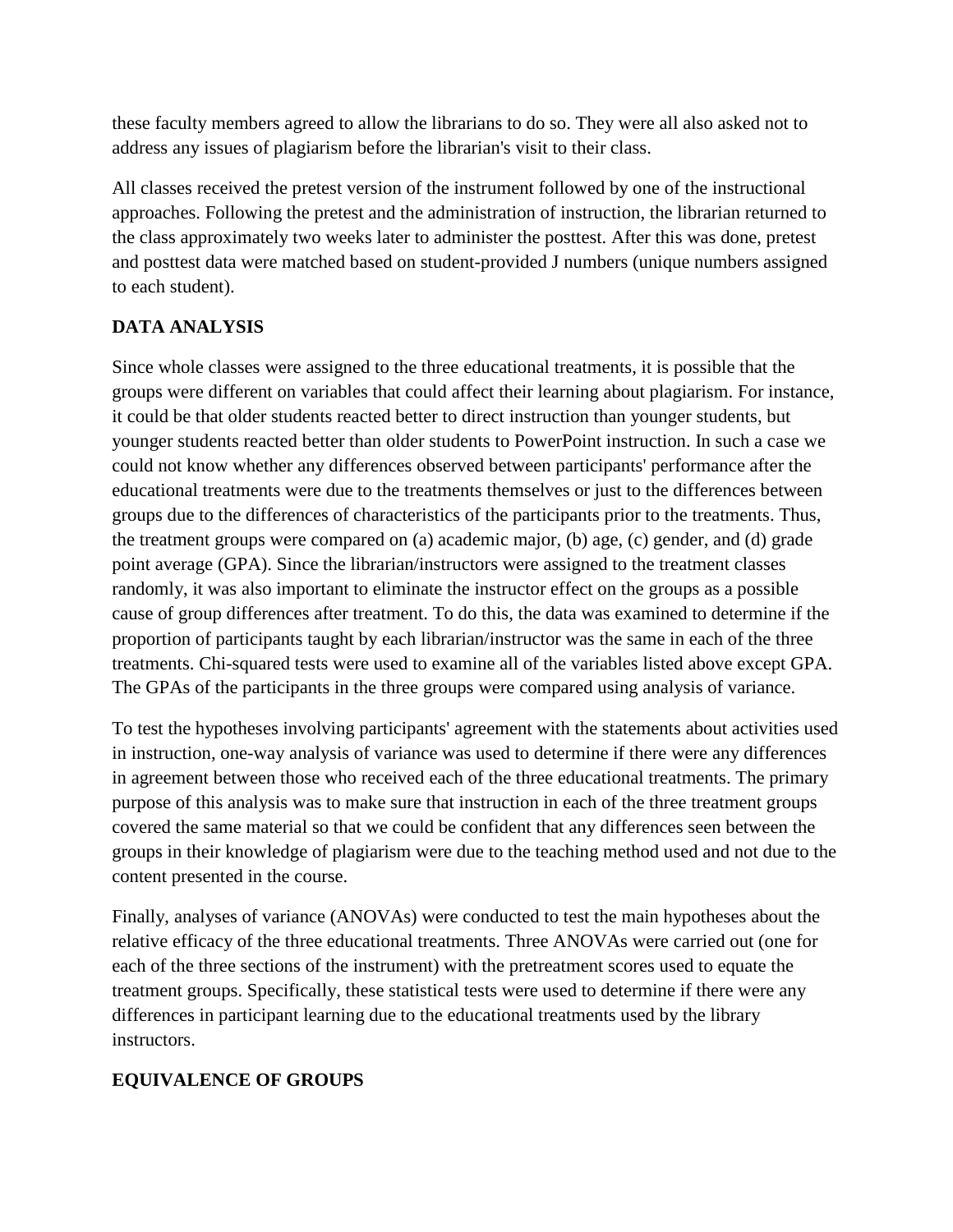these faculty members agreed to allow the librarians to do so. They were all also asked not to address any issues of plagiarism before the librarian's visit to their class.

All classes received the pretest version of the instrument followed by one of the instructional approaches. Following the pretest and the administration of instruction, the librarian returned to the class approximately two weeks later to administer the posttest. After this was done, pretest and posttest data were matched based on student-provided J numbers (unique numbers assigned to each student).

## DATA ANALYSIS

Since whole classes were assigned to the three educational treatments, it is possible that the groups were different on variables that could affect their learning about plagiarism. For instance, it could be that older students reacted better to direct instruction than younger students, but younger students reacted better than older students to PowerPoint instruction. In such a case we could not know whether any differences observed between participants' performance after the educational treatments were due to the treatments themselves or just to the differences between groups due to the differences of characteristics of the participants prior to the treatments. Thus, the treatment groups were compared on (a) academic major, (b) age, (c) gender, and (d) grade point average (GPA). Since the librarian/instructors were assigned to the treatment classes randomly, it was also important to eliminate the instructor effect on the groups as a possible cause of group differences after treatment. To do this, the data was examined to determine if the proportion of participants taught by each librarian/instructor was the same in each of the three treatments. Chi-squared tests were used to examine all of the variables listed above except GPA. The GPAs of the participants in the three groups were compared using analysis of variance.

To test the hypotheses involving participants' agreement with the statements about activities used in instruction, one-way analysis of variance was used to determine if there were any differences in agreement between those who received each of the three educational treatments. The primary purpose of this analysis was to make sure that instruction in each of the three treatment groups covered the same material so that we could be confident that any differences seen between the groups in their knowledge of plagiarism were due to the teaching method used and not due to the content presented in the course.

Finally, analyses of variance (ANOVAs) were conducted to test the main hypotheses about the relative efficacy of the three educational treatments. Three ANOVAs were carried out (one for each of the three sections of the instrument) with the pretreatment scores used to equate the treatment groups. Specifically, these statistical tests were used to determine if there were any differences in participant learning due to the educational treatments used by the library instructors.

## EQUIVALENCE OF GROUPS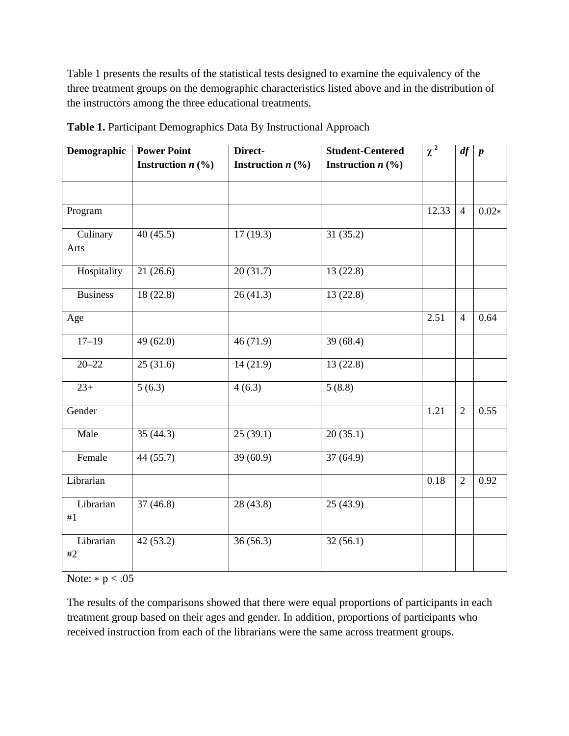Table 1 presents the results of the statistical tests designed to examine the equivalency of the three treatment groups on the demographic characteristics listed above and in the distribution of the instructors among the three educational treatments.

**Table 1.** Participant Demographics Data By Instructional Approach

| **Demographic** | **Power Point Instruction *n* (%)** | **Direct-Instruction *n* (%)** | **Student-Centered Instruction *n* (%)** | $\chi^2$ | ***df*** | ***p*** |
|---|---|---|---|---|---|---|
| | | | | | | |
| Program | | | | 12.33 | 4 | 0.02∗ |
| Culinary Arts | 40 (45.5) | 17 (19.3) | 31 (35.2) | | | |
| Hospitality | 21 (26.6) | 20 (31.7) | 13 (22.8) | | | |
| Business | 18 (22.8) | 26 (41.3) | 13 (22.8) | | | |
| Age | | | | 2.51 | 4 | 0.64 |
| 17–19 | 49 (62.0) | 46 (71.9) | 39 (68.4) | | | |
| 20–22 | 25 (31.6) | 14 (21.9) | 13 (22.8) | | | |
| 23+ | 5 (6.3) | 4 (6.3) | 5 (8.8) | | | |
| Gender | | | | 1.21 | 2 | 0.55 |
| Male | 35 (44.3) | 25 (39.1) | 20 (35.1) | | | |
| Female | 44 (55.7) | 39 (60.9) | 37 (64.9) | | | |
| Librarian | | | | 0.18 | 2 | 0.92 |
| Librarian #1 | 37 (46.8) | 28 (43.8) | 25 (43.9) | | | |
| Librarian #2 | 42 (53.2) | 36 (56.3) | 32 (56.1) | | | |

Note: ∗ $p < .05$

The results of the comparisons showed that there were equal proportions of participants in each treatment group based on their ages and gender. In addition, proportions of participants who received instruction from each of the librarians were the same across treatment groups.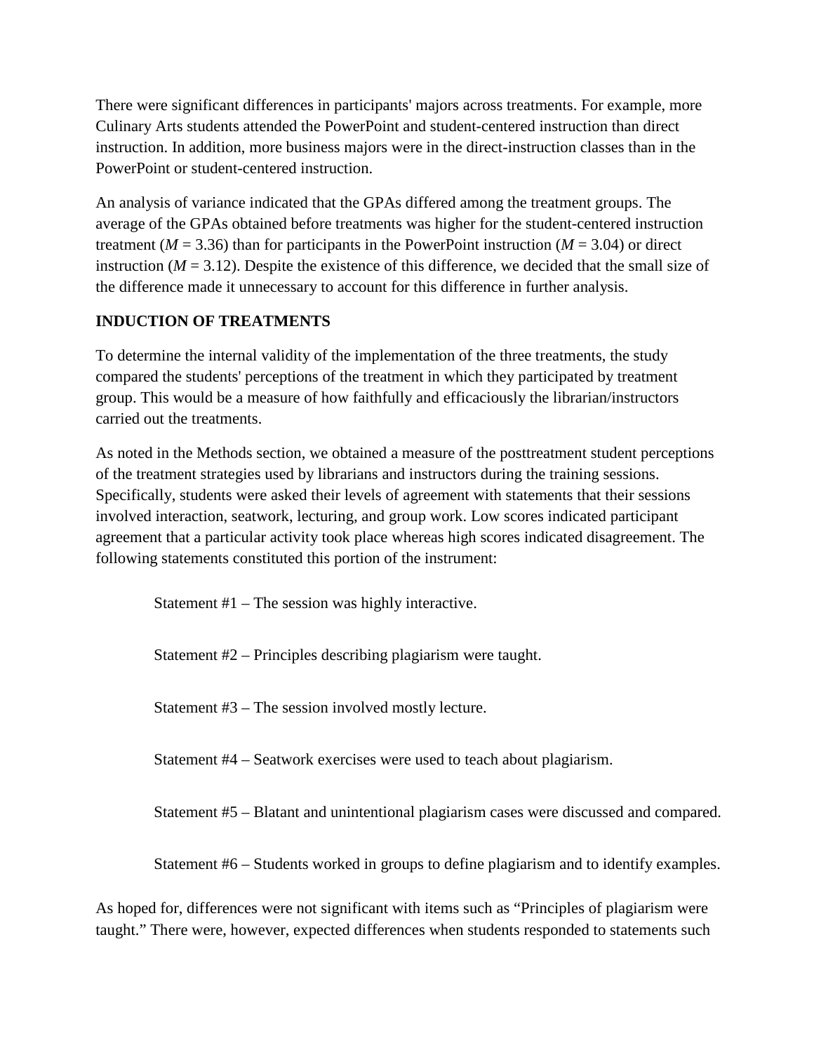There were significant differences in participants' majors across treatments. For example, more Culinary Arts students attended the PowerPoint and student-centered instruction than direct instruction. In addition, more business majors were in the direct-instruction classes than in the PowerPoint or student-centered instruction.

An analysis of variance indicated that the GPAs differed among the treatment groups. The average of the GPAs obtained before treatments was higher for the student-centered instruction treatment ($M = 3.36$) than for participants in the PowerPoint instruction ($M = 3.04$) or direct instruction ($M = 3.12$). Despite the existence of this difference, we decided that the small size of the difference made it unnecessary to account for this difference in further analysis.

## INDUCTION OF TREATMENTS

To determine the internal validity of the implementation of the three treatments, the study compared the students' perceptions of the treatment in which they participated by treatment group. This would be a measure of how faithfully and efficaciously the librarian/instructors carried out the treatments.

As noted in the Methods section, we obtained a measure of the posttreatment student perceptions of the treatment strategies used by librarians and instructors during the training sessions. Specifically, students were asked their levels of agreement with statements that their sessions involved interaction, seatwork, lecturing, and group work. Low scores indicated participant agreement that a particular activity took place whereas high scores indicated disagreement. The following statements constituted this portion of the instrument:

> Statement #1 – The session was highly interactive.
>
> Statement #2 – Principles describing plagiarism were taught.
>
> Statement #3 – The session involved mostly lecture.
>
> Statement #4 – Seatwork exercises were used to teach about plagiarism.
>
> Statement #5 – Blatant and unintentional plagiarism cases were discussed and compared.
>
> Statement #6 – Students worked in groups to define plagiarism and to identify examples.

As hoped for, differences were not significant with items such as "Principles of plagiarism were taught." There were, however, expected differences when students responded to statements such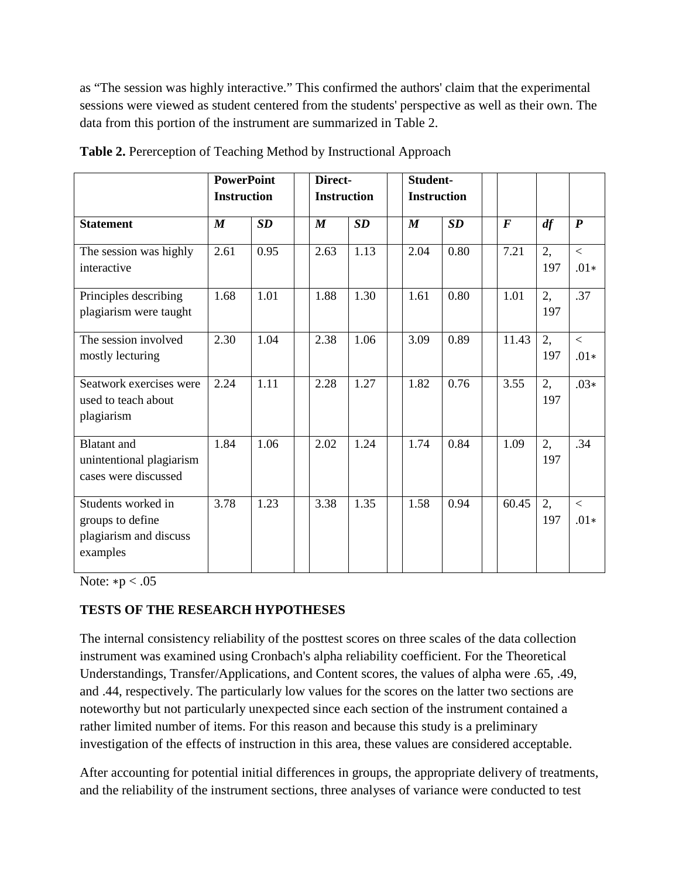as “The session was highly interactive.” This confirmed the authors' claim that the experimental sessions were viewed as student centered from the students' perspective as well as their own. The data from this portion of the instrument are summarized in Table 2.

**Table 2.** Pererception of Teaching Method by Instructional Approach

| | **PowerPoint Instruction** | | **Direct-Instruction** | | **Student-Instruction** | | | | |
|---|---|---|---|---|---|---|---|---|---|
| **Statement** | ***M*** | ***SD*** | ***M*** | ***SD*** | ***M*** | ***SD*** | ***F*** | ***df*** | ***P*** |
| The session was highly interactive | 2.61 | 0.95 | 2.63 | 1.13 | 2.04 | 0.80 | 7.21 | 2, 197 | < .01∗ |
| Principles describing plagiarism were taught | 1.68 | 1.01 | 1.88 | 1.30 | 1.61 | 0.80 | 1.01 | 2, 197 | .37 |
| The session involved mostly lecturing | 2.30 | 1.04 | 2.38 | 1.06 | 3.09 | 0.89 | 11.43 | 2, 197 | < .01∗ |
| Seatwork exercises were used to teach about plagiarism | 2.24 | 1.11 | 2.28 | 1.27 | 1.82 | 0.76 | 3.55 | 2, 197 | .03∗ |
| Blatant and unintentional plagiarism cases were discussed | 1.84 | 1.06 | 2.02 | 1.24 | 1.74 | 0.84 | 1.09 | 2, 197 | .34 |
| Students worked in groups to define plagiarism and discuss examples | 3.78 | 1.23 | 3.38 | 1.35 | 1.58 | 0.94 | 60.45 | 2, 197 | < .01∗ |

Note: $*p < .05$

## TESTS OF THE RESEARCH HYPOTHESES

The internal consistency reliability of the posttest scores on three scales of the data collection instrument was examined using Cronbach's alpha reliability coefficient. For the Theoretical Understandings, Transfer/Applications, and Content scores, the values of alpha were .65, .49, and .44, respectively. The particularly low values for the scores on the latter two sections are noteworthy but not particularly unexpected since each section of the instrument contained a rather limited number of items. For this reason and because this study is a preliminary investigation of the effects of instruction in this area, these values are considered acceptable.

After accounting for potential initial differences in groups, the appropriate delivery of treatments, and the reliability of the instrument sections, three analyses of variance were conducted to test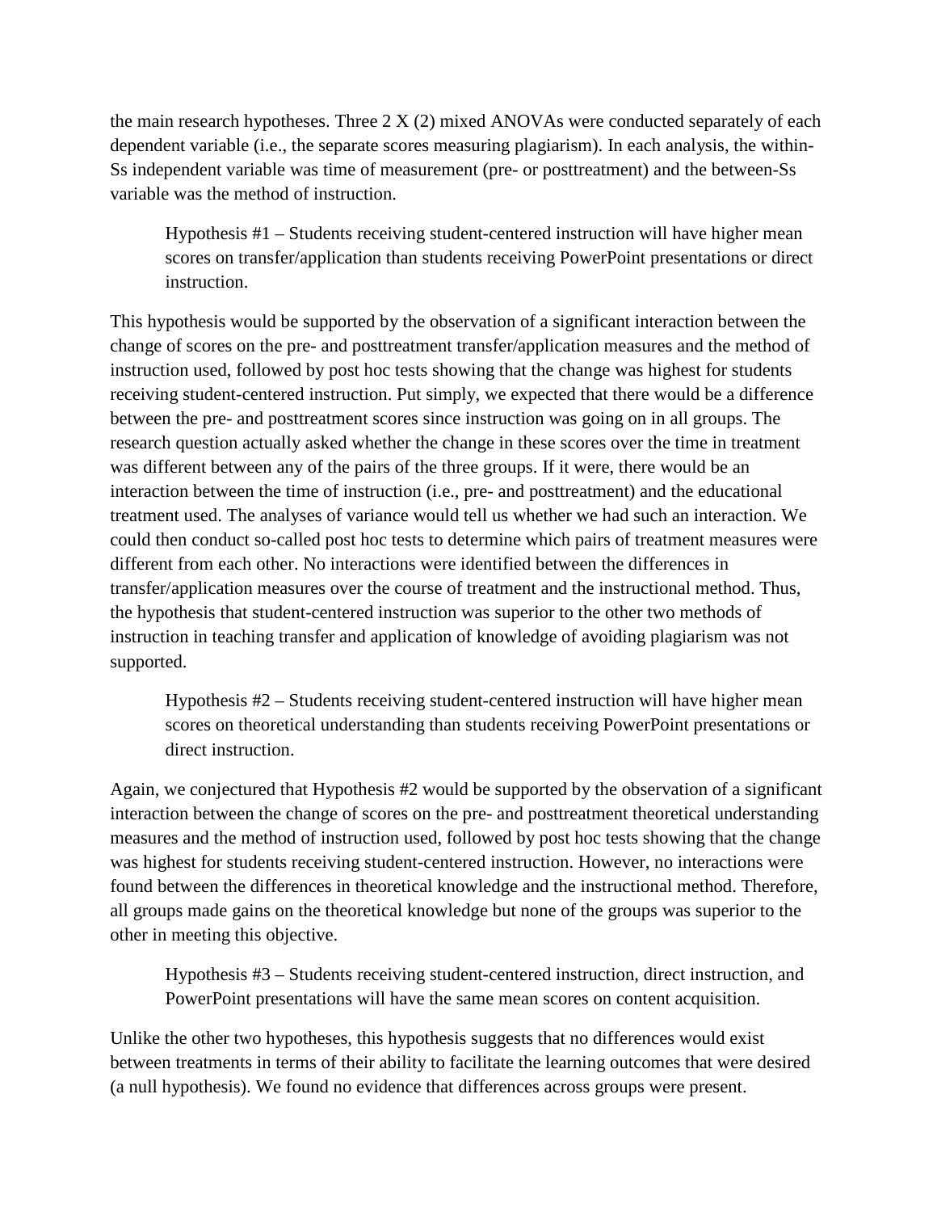the main research hypotheses. Three 2 X (2) mixed ANOVAs were conducted separately of each dependent variable (i.e., the separate scores measuring plagiarism). In each analysis, the within-Ss independent variable was time of measurement (pre- or posttreatment) and the between-Ss variable was the method of instruction.

> Hypothesis #1 – Students receiving student-centered instruction will have higher mean scores on transfer/application than students receiving PowerPoint presentations or direct instruction.

This hypothesis would be supported by the observation of a significant interaction between the change of scores on the pre- and posttreatment transfer/application measures and the method of instruction used, followed by post hoc tests showing that the change was highest for students receiving student-centered instruction. Put simply, we expected that there would be a difference between the pre- and posttreatment scores since instruction was going on in all groups. The research question actually asked whether the change in these scores over the time in treatment was different between any of the pairs of the three groups. If it were, there would be an interaction between the time of instruction (i.e., pre- and posttreatment) and the educational treatment used. The analyses of variance would tell us whether we had such an interaction. We could then conduct so-called post hoc tests to determine which pairs of treatment measures were different from each other. No interactions were identified between the differences in transfer/application measures over the course of treatment and the instructional method. Thus, the hypothesis that student-centered instruction was superior to the other two methods of instruction in teaching transfer and application of knowledge of avoiding plagiarism was not supported.

> Hypothesis #2 – Students receiving student-centered instruction will have higher mean scores on theoretical understanding than students receiving PowerPoint presentations or direct instruction.

Again, we conjectured that Hypothesis #2 would be supported by the observation of a significant interaction between the change of scores on the pre- and posttreatment theoretical understanding measures and the method of instruction used, followed by post hoc tests showing that the change was highest for students receiving student-centered instruction. However, no interactions were found between the differences in theoretical knowledge and the instructional method. Therefore, all groups made gains on the theoretical knowledge but none of the groups was superior to the other in meeting this objective.

> Hypothesis #3 – Students receiving student-centered instruction, direct instruction, and PowerPoint presentations will have the same mean scores on content acquisition.

Unlike the other two hypotheses, this hypothesis suggests that no differences would exist between treatments in terms of their ability to facilitate the learning outcomes that were desired (a null hypothesis). We found no evidence that differences across groups were present.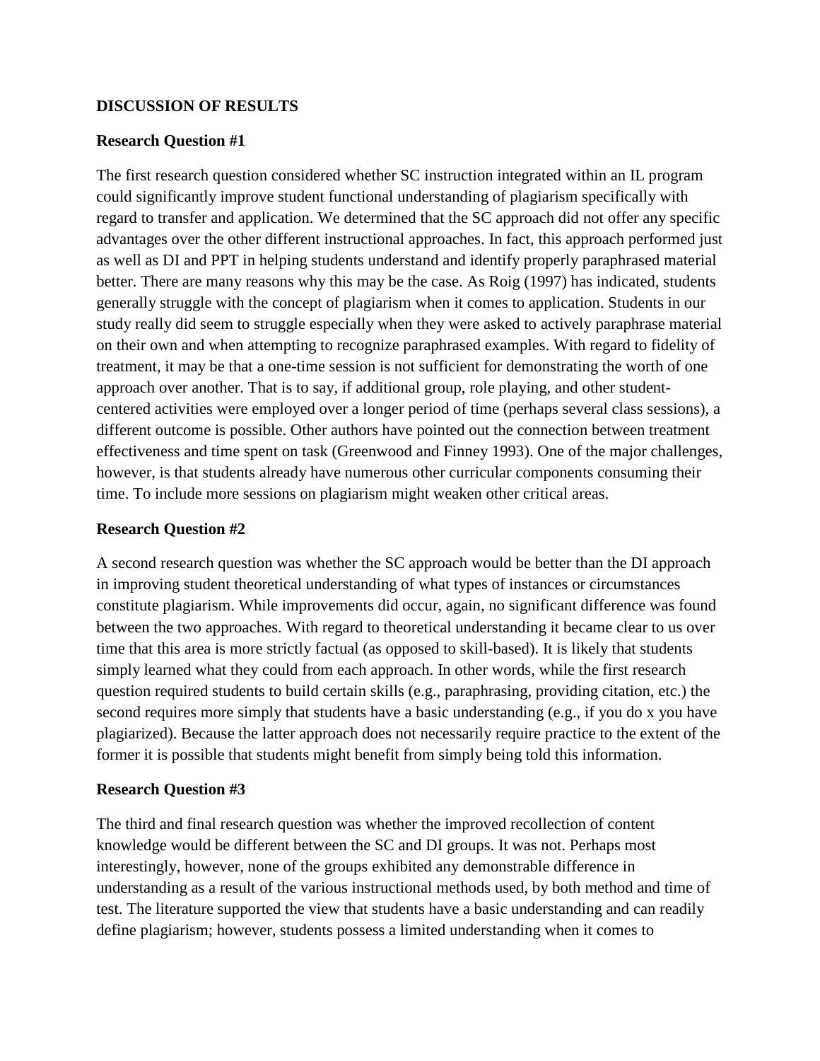## DISCUSSION OF RESULTS

### Research Question #1

The first research question considered whether SC instruction integrated within an IL program could significantly improve student functional understanding of plagiarism specifically with regard to transfer and application. We determined that the SC approach did not offer any specific advantages over the other different instructional approaches. In fact, this approach performed just as well as DI and PPT in helping students understand and identify properly paraphrased material better. There are many reasons why this may be the case. As Roig (1997) has indicated, students generally struggle with the concept of plagiarism when it comes to application. Students in our study really did seem to struggle especially when they were asked to actively paraphrase material on their own and when attempting to recognize paraphrased examples. With regard to fidelity of treatment, it may be that a one-time session is not sufficient for demonstrating the worth of one approach over another. That is to say, if additional group, role playing, and other student-centered activities were employed over a longer period of time (perhaps several class sessions), a different outcome is possible. Other authors have pointed out the connection between treatment effectiveness and time spent on task (Greenwood and Finney 1993). One of the major challenges, however, is that students already have numerous other curricular components consuming their time. To include more sessions on plagiarism might weaken other critical areas.

### Research Question #2

A second research question was whether the SC approach would be better than the DI approach in improving student theoretical understanding of what types of instances or circumstances constitute plagiarism. While improvements did occur, again, no significant difference was found between the two approaches. With regard to theoretical understanding it became clear to us over time that this area is more strictly factual (as opposed to skill-based). It is likely that students simply learned what they could from each approach. In other words, while the first research question required students to build certain skills (e.g., paraphrasing, providing citation, etc.) the second requires more simply that students have a basic understanding (e.g., if you do x you have plagiarized). Because the latter approach does not necessarily require practice to the extent of the former it is possible that students might benefit from simply being told this information.

### Research Question #3

The third and final research question was whether the improved recollection of content knowledge would be different between the SC and DI groups. It was not. Perhaps most interestingly, however, none of the groups exhibited any demonstrable difference in understanding as a result of the various instructional methods used, by both method and time of test. The literature supported the view that students have a basic understanding and can readily define plagiarism; however, students possess a limited understanding when it comes to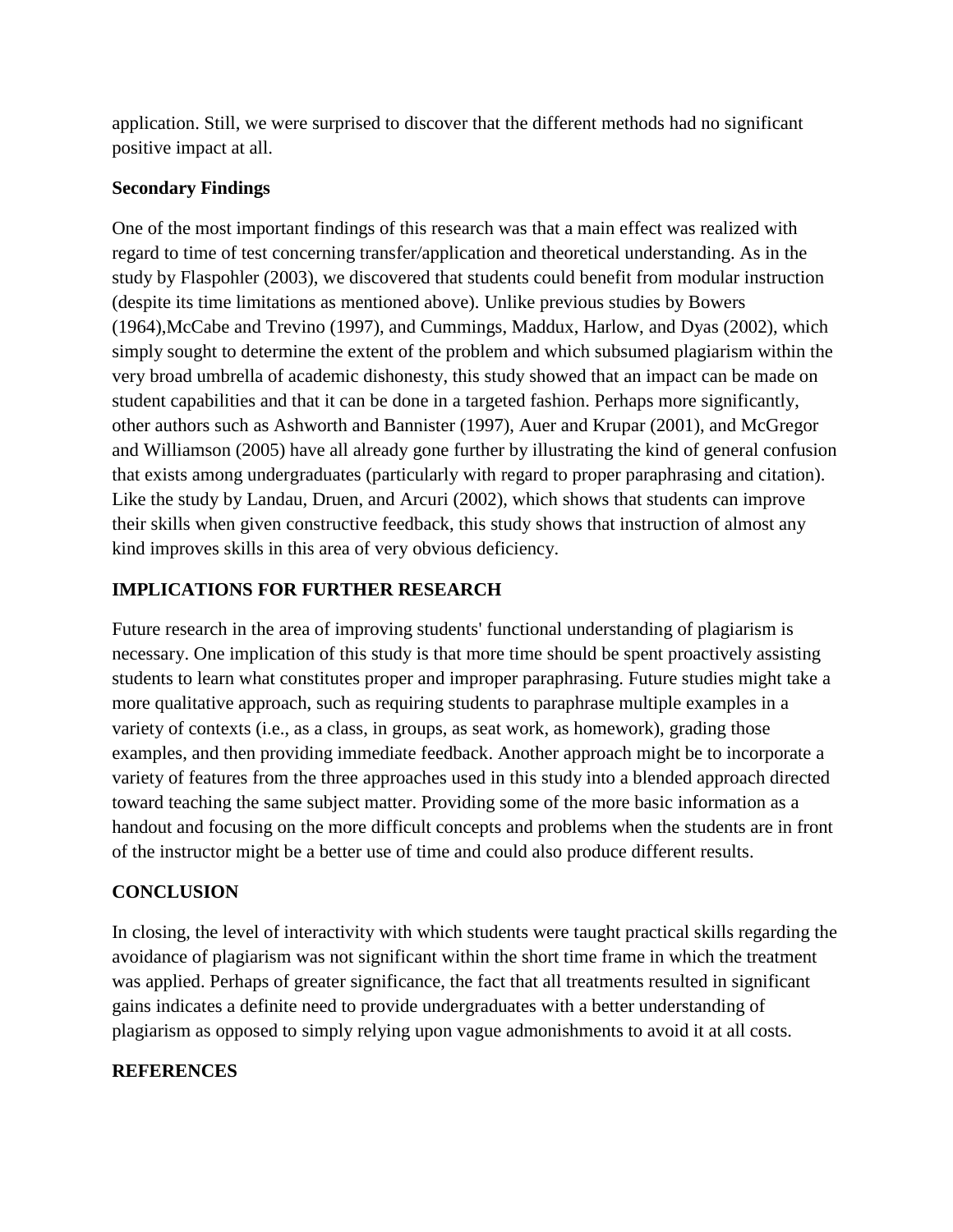application. Still, we were surprised to discover that the different methods had no significant positive impact at all.

**Secondary Findings**

One of the most important findings of this research was that a main effect was realized with regard to time of test concerning transfer/application and theoretical understanding. As in the study by Flaspohler (2003), we discovered that students could benefit from modular instruction (despite its time limitations as mentioned above). Unlike previous studies by Bowers (1964),McCabe and Trevino (1997), and Cummings, Maddux, Harlow, and Dyas (2002), which simply sought to determine the extent of the problem and which subsumed plagiarism within the very broad umbrella of academic dishonesty, this study showed that an impact can be made on student capabilities and that it can be done in a targeted fashion. Perhaps more significantly, other authors such as Ashworth and Bannister (1997), Auer and Krupar (2001), and McGregor and Williamson (2005) have all already gone further by illustrating the kind of general confusion that exists among undergraduates (particularly with regard to proper paraphrasing and citation). Like the study by Landau, Druen, and Arcuri (2002), which shows that students can improve their skills when given constructive feedback, this study shows that instruction of almost any kind improves skills in this area of very obvious deficiency.

## IMPLICATIONS FOR FURTHER RESEARCH

Future research in the area of improving students' functional understanding of plagiarism is necessary. One implication of this study is that more time should be spent proactively assisting students to learn what constitutes proper and improper paraphrasing. Future studies might take a more qualitative approach, such as requiring students to paraphrase multiple examples in a variety of contexts (i.e., as a class, in groups, as seat work, as homework), grading those examples, and then providing immediate feedback. Another approach might be to incorporate a variety of features from the three approaches used in this study into a blended approach directed toward teaching the same subject matter. Providing some of the more basic information as a handout and focusing on the more difficult concepts and problems when the students are in front of the instructor might be a better use of time and could also produce different results.

## CONCLUSION

In closing, the level of interactivity with which students were taught practical skills regarding the avoidance of plagiarism was not significant within the short time frame in which the treatment was applied. Perhaps of greater significance, the fact that all treatments resulted in significant gains indicates a definite need to provide undergraduates with a better understanding of plagiarism as opposed to simply relying upon vague admonishments to avoid it at all costs.

## REFERENCES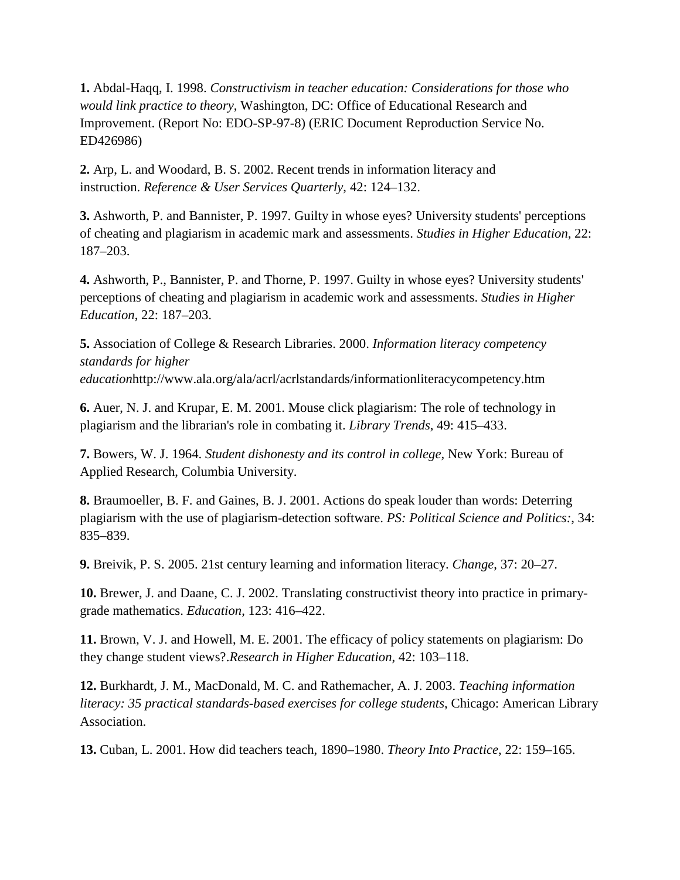**1.** Abdal-Haqq, I. 1998. *Constructivism in teacher education: Considerations for those who would link practice to theory*, Washington, DC: Office of Educational Research and Improvement. (Report No: EDO-SP-97-8) (ERIC Document Reproduction Service No. ED426986)

**2.** Arp, L. and Woodard, B. S. 2002. Recent trends in information literacy and instruction. *Reference & User Services Quarterly*, 42: 124–132.

**3.** Ashworth, P. and Bannister, P. 1997. Guilty in whose eyes? University students' perceptions of cheating and plagiarism in academic mark and assessments. *Studies in Higher Education*, 22: 187–203.

**4.** Ashworth, P., Bannister, P. and Thorne, P. 1997. Guilty in whose eyes? University students' perceptions of cheating and plagiarism in academic work and assessments. *Studies in Higher Education*, 22: 187–203.

**5.** Association of College & Research Libraries. 2000. *Information literacy competency standards for higher education*http://www.ala.org/ala/acrl/acrlstandards/informationliteracycompetency.htm

**6.** Auer, N. J. and Krupar, E. M. 2001. Mouse click plagiarism: The role of technology in plagiarism and the librarian's role in combating it. *Library Trends*, 49: 415–433.

**7.** Bowers, W. J. 1964. *Student dishonesty and its control in college*, New York: Bureau of Applied Research, Columbia University.

**8.** Braumoeller, B. F. and Gaines, B. J. 2001. Actions do speak louder than words: Deterring plagiarism with the use of plagiarism-detection software. *PS: Political Science and Politics:*, 34: 835–839.

**9.** Breivik, P. S. 2005. 21st century learning and information literacy. *Change*, 37: 20–27.

**10.** Brewer, J. and Daane, C. J. 2002. Translating constructivist theory into practice in primary-grade mathematics. *Education*, 123: 416–422.

**11.** Brown, V. J. and Howell, M. E. 2001. The efficacy of policy statements on plagiarism: Do they change student views?.*Research in Higher Education*, 42: 103–118.

**12.** Burkhardt, J. M., MacDonald, M. C. and Rathemacher, A. J. 2003. *Teaching information literacy: 35 practical standards-based exercises for college students*, Chicago: American Library Association.

**13.** Cuban, L. 2001. How did teachers teach, 1890–1980. *Theory Into Practice*, 22: 159–165.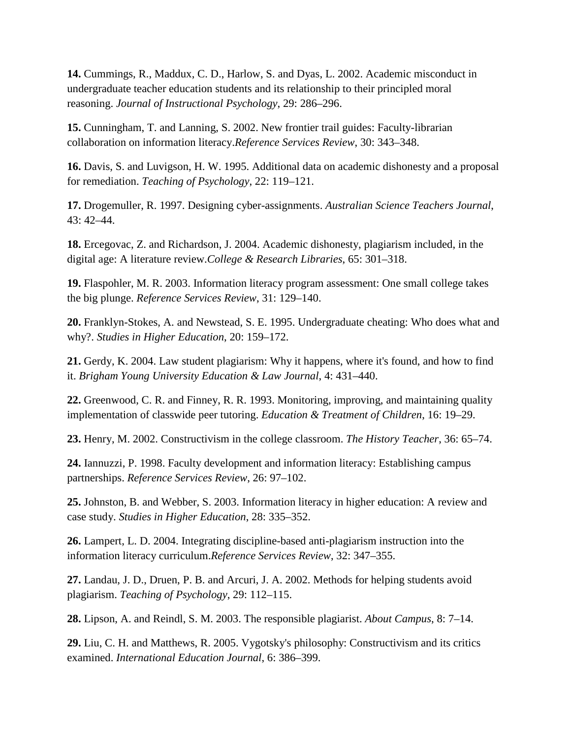**14.** Cummings, R., Maddux, C. D., Harlow, S. and Dyas, L. 2002. Academic misconduct in undergraduate teacher education students and its relationship to their principled moral reasoning. *Journal of Instructional Psychology*, 29: 286–296.

**15.** Cunningham, T. and Lanning, S. 2002. New frontier trail guides: Faculty-librarian collaboration on information literacy.*Reference Services Review*, 30: 343–348.

**16.** Davis, S. and Luvigson, H. W. 1995. Additional data on academic dishonesty and a proposal for remediation. *Teaching of Psychology*, 22: 119–121.

**17.** Drogemuller, R. 1997. Designing cyber-assignments. *Australian Science Teachers Journal*, 43: 42–44.

**18.** Ercegovac, Z. and Richardson, J. 2004. Academic dishonesty, plagiarism included, in the digital age: A literature review.*College & Research Libraries*, 65: 301–318.

**19.** Flaspohler, M. R. 2003. Information literacy program assessment: One small college takes the big plunge. *Reference Services Review*, 31: 129–140.

**20.** Franklyn-Stokes, A. and Newstead, S. E. 1995. Undergraduate cheating: Who does what and why?. *Studies in Higher Education*, 20: 159–172.

**21.** Gerdy, K. 2004. Law student plagiarism: Why it happens, where it's found, and how to find it. *Brigham Young University Education & Law Journal*, 4: 431–440.

**22.** Greenwood, C. R. and Finney, R. R. 1993. Monitoring, improving, and maintaining quality implementation of classwide peer tutoring. *Education & Treatment of Children*, 16: 19–29.

**23.** Henry, M. 2002. Constructivism in the college classroom. *The History Teacher*, 36: 65–74.

**24.** Iannuzzi, P. 1998. Faculty development and information literacy: Establishing campus partnerships. *Reference Services Review*, 26: 97–102.

**25.** Johnston, B. and Webber, S. 2003. Information literacy in higher education: A review and case study. *Studies in Higher Education*, 28: 335–352.

**26.** Lampert, L. D. 2004. Integrating discipline-based anti-plagiarism instruction into the information literacy curriculum.*Reference Services Review*, 32: 347–355.

**27.** Landau, J. D., Druen, P. B. and Arcuri, J. A. 2002. Methods for helping students avoid plagiarism. *Teaching of Psychology*, 29: 112–115.

**28.** Lipson, A. and Reindl, S. M. 2003. The responsible plagiarist. *About Campus*, 8: 7–14.

**29.** Liu, C. H. and Matthews, R. 2005. Vygotsky's philosophy: Constructivism and its critics examined. *International Education Journal*, 6: 386–399.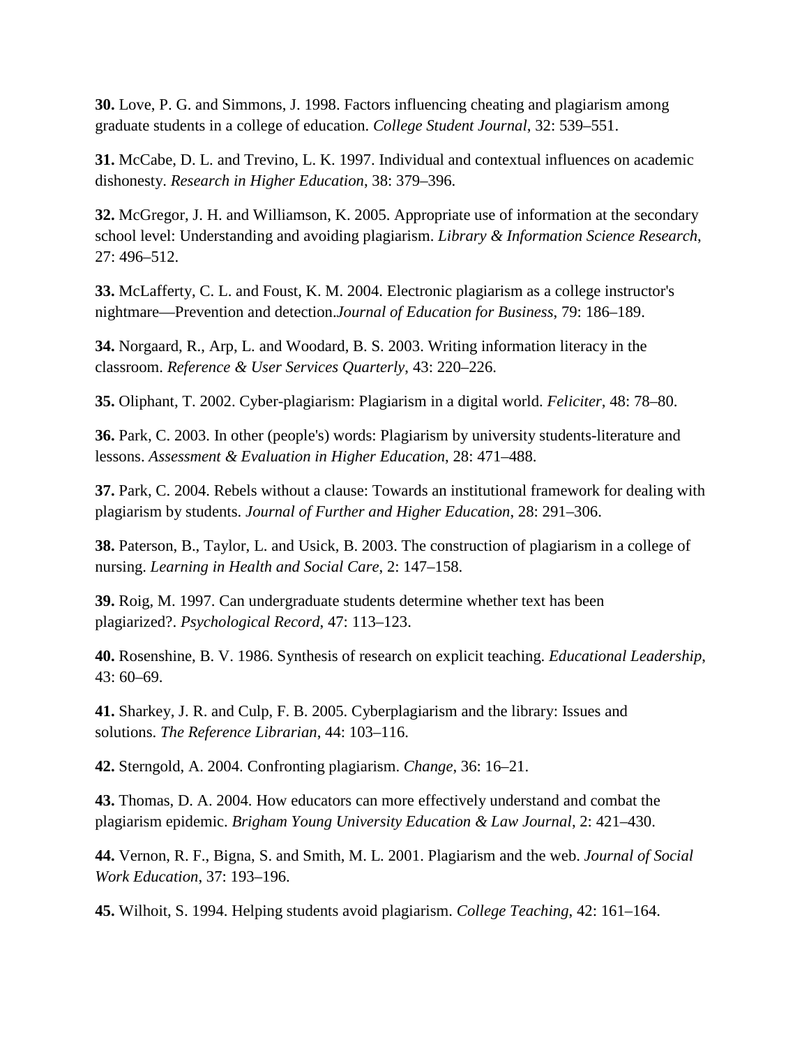**30.** Love, P. G. and Simmons, J. 1998. Factors influencing cheating and plagiarism among graduate students in a college of education. *College Student Journal*, 32: 539–551.

**31.** McCabe, D. L. and Trevino, L. K. 1997. Individual and contextual influences on academic dishonesty. *Research in Higher Education*, 38: 379–396.

**32.** McGregor, J. H. and Williamson, K. 2005. Appropriate use of information at the secondary school level: Understanding and avoiding plagiarism. *Library & Information Science Research*, 27: 496–512.

**33.** McLafferty, C. L. and Foust, K. M. 2004. Electronic plagiarism as a college instructor's nightmare—Prevention and detection.*Journal of Education for Business*, 79: 186–189.

**34.** Norgaard, R., Arp, L. and Woodard, B. S. 2003. Writing information literacy in the classroom. *Reference & User Services Quarterly*, 43: 220–226.

**35.** Oliphant, T. 2002. Cyber-plagiarism: Plagiarism in a digital world. *Feliciter*, 48: 78–80.

**36.** Park, C. 2003. In other (people's) words: Plagiarism by university students-literature and lessons. *Assessment & Evaluation in Higher Education*, 28: 471–488.

**37.** Park, C. 2004. Rebels without a clause: Towards an institutional framework for dealing with plagiarism by students. *Journal of Further and Higher Education*, 28: 291–306.

**38.** Paterson, B., Taylor, L. and Usick, B. 2003. The construction of plagiarism in a college of nursing. *Learning in Health and Social Care*, 2: 147–158.

**39.** Roig, M. 1997. Can undergraduate students determine whether text has been plagiarized?. *Psychological Record*, 47: 113–123.

**40.** Rosenshine, B. V. 1986. Synthesis of research on explicit teaching. *Educational Leadership*, 43: 60–69.

**41.** Sharkey, J. R. and Culp, F. B. 2005. Cyberplagiarism and the library: Issues and solutions. *The Reference Librarian*, 44: 103–116.

**42.** Sterngold, A. 2004. Confronting plagiarism. *Change*, 36: 16–21.

**43.** Thomas, D. A. 2004. How educators can more effectively understand and combat the plagiarism epidemic. *Brigham Young University Education & Law Journal*, 2: 421–430.

**44.** Vernon, R. F., Bigna, S. and Smith, M. L. 2001. Plagiarism and the web. *Journal of Social Work Education*, 37: 193–196.

**45.** Wilhoit, S. 1994. Helping students avoid plagiarism. *College Teaching*, 42: 161–164.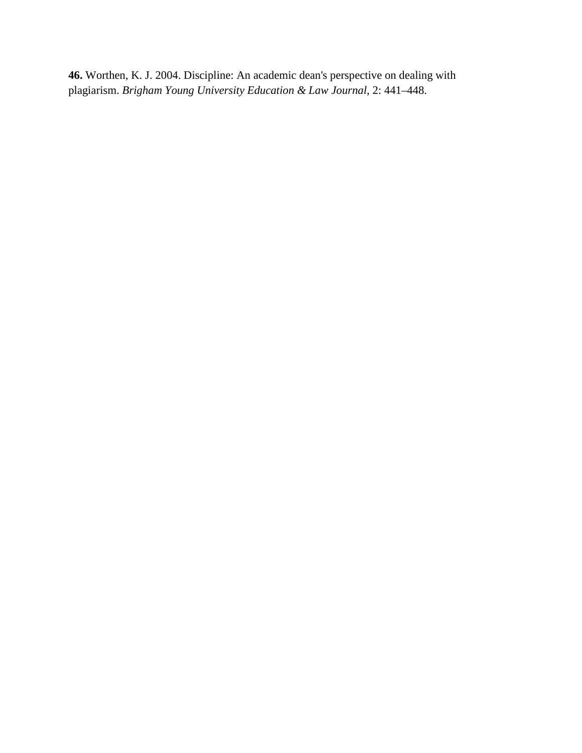**46.** Worthen, K. J. 2004. Discipline: An academic dean's perspective on dealing with plagiarism. *Brigham Young University Education & Law Journal*, 2: 441–448.